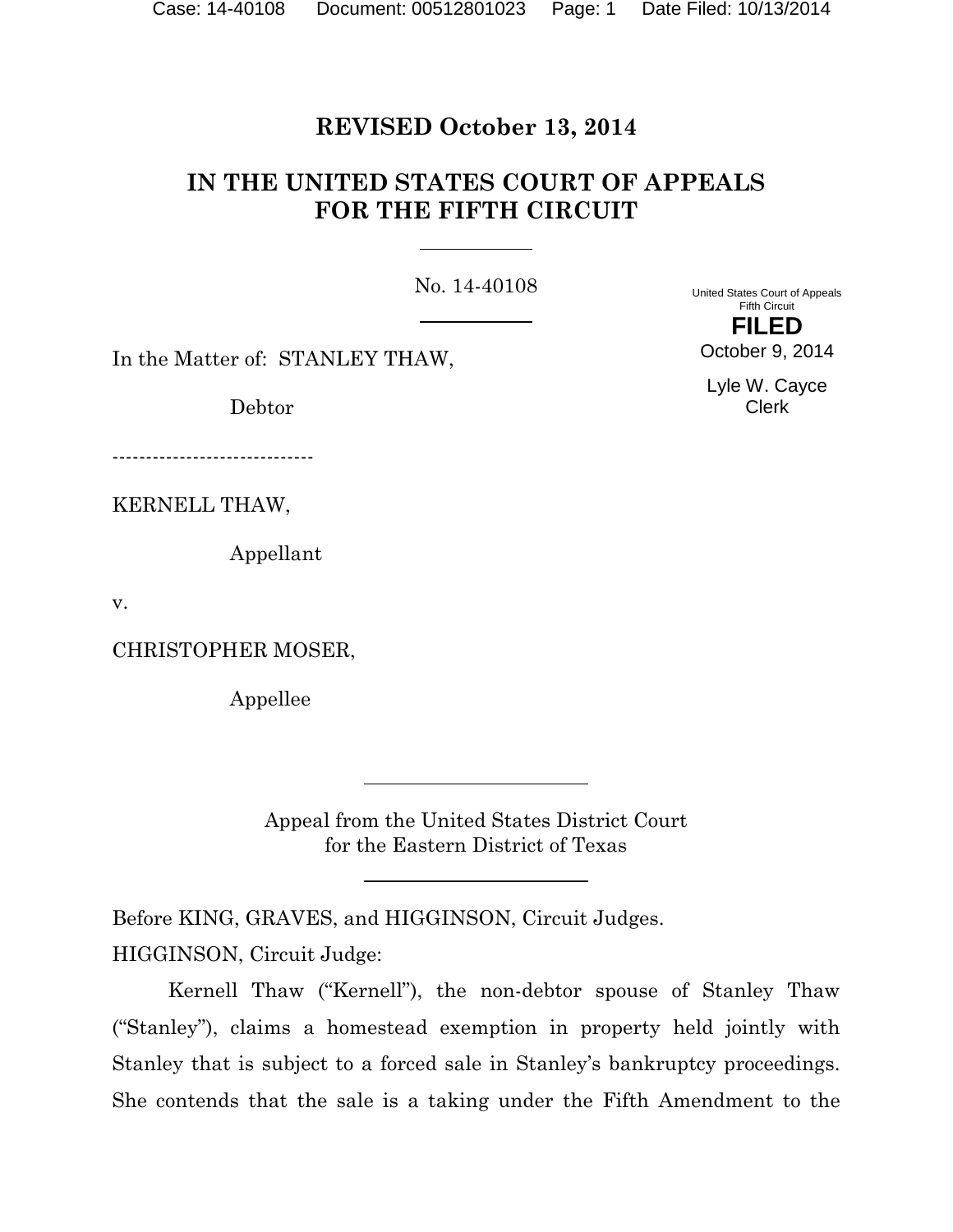**REVISED October 13, 2014**

# IN THE UNITED STATES COURT OF APPEALS FOR THE FIFTH CIRCUIT

No. 14-40108

United States Court of Appeals
Fifth Circuit

**FILED**

October 9, 2014

Lyle W. Cayce
Clerk

In the Matter of: STANLEY THAW,

Debtor

------------------------------

KERNELL THAW,

Appellant

v.

CHRISTOPHER MOSER,

Appellee

Appeal from the United States District Court
for the Eastern District of Texas

Before KING, GRAVES, and HIGGINSON, Circuit Judges.

HIGGINSON, Circuit Judge:

Kernell Thaw ("Kernell"), the non-debtor spouse of Stanley Thaw ("Stanley"), claims a homestead exemption in property held jointly with Stanley that is subject to a forced sale in Stanley's bankruptcy proceedings. She contends that the sale is a taking under the Fifth Amendment to the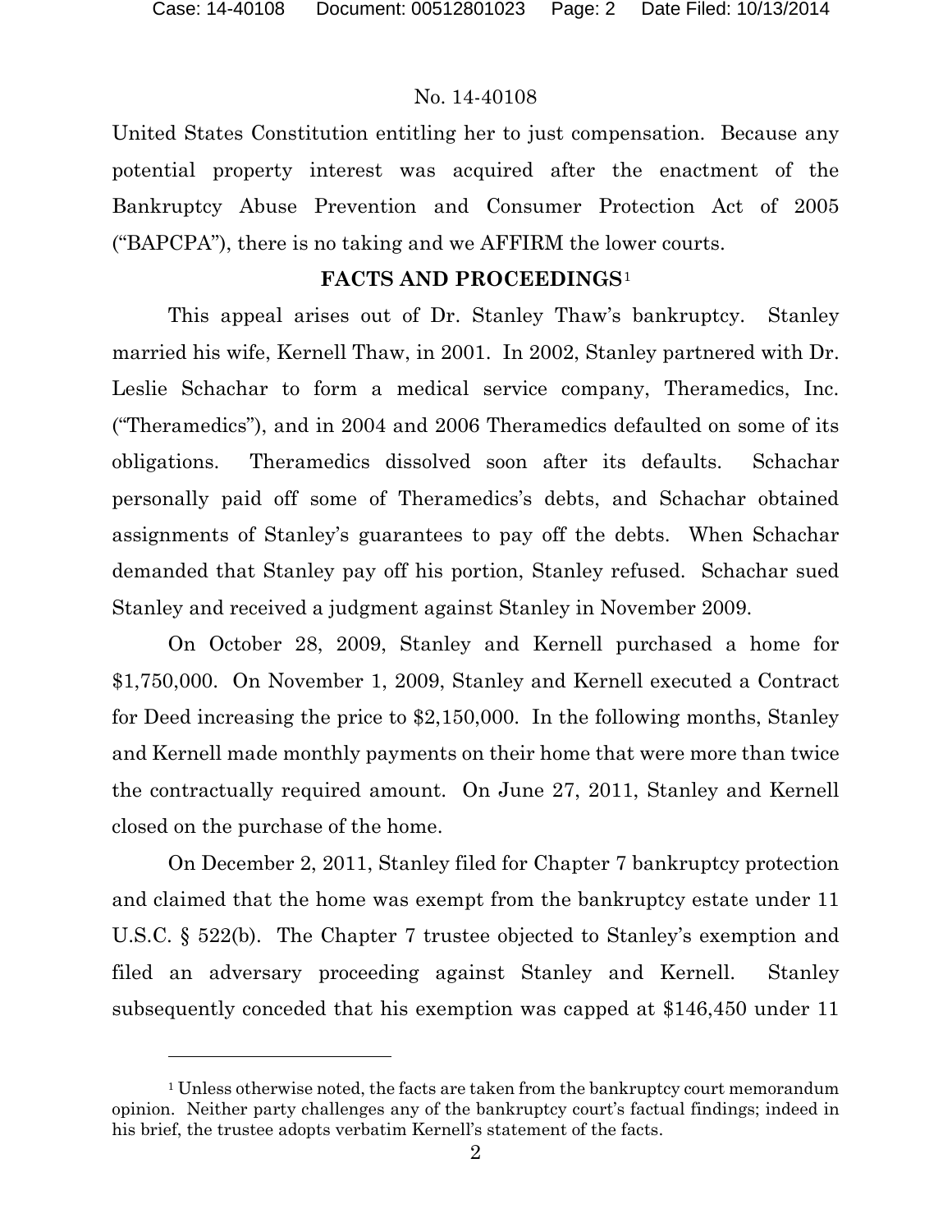United States Constitution entitling her to just compensation. Because any potential property interest was acquired after the enactment of the Bankruptcy Abuse Prevention and Consumer Protection Act of 2005 ("BAPCPA"), there is no taking and we AFFIRM the lower courts.

## FACTS AND PROCEEDINGS[1]

This appeal arises out of Dr. Stanley Thaw's bankruptcy. Stanley married his wife, Kernell Thaw, in 2001. In 2002, Stanley partnered with Dr. Leslie Schachar to form a medical service company, Theramedics, Inc. ("Theramedics"), and in 2004 and 2006 Theramedics defaulted on some of its obligations. Theramedics dissolved soon after its defaults. Schachar personally paid off some of Theramedics's debts, and Schachar obtained assignments of Stanley's guarantees to pay off the debts. When Schachar demanded that Stanley pay off his portion, Stanley refused. Schachar sued Stanley and received a judgment against Stanley in November 2009.

On October 28, 2009, Stanley and Kernell purchased a home for $1,750,000. On November 1, 2009, Stanley and Kernell executed a Contract for Deed increasing the price to $2,150,000. In the following months, Stanley and Kernell made monthly payments on their home that were more than twice the contractually required amount. On June 27, 2011, Stanley and Kernell closed on the purchase of the home.

On December 2, 2011, Stanley filed for Chapter 7 bankruptcy protection and claimed that the home was exempt from the bankruptcy estate under 11 U.S.C. § 522(b). The Chapter 7 trustee objected to Stanley's exemption and filed an adversary proceeding against Stanley and Kernell. Stanley subsequently conceded that his exemption was capped at $146,450 under 11

---

[1] Unless otherwise noted, the facts are taken from the bankruptcy court memorandum opinion. Neither party challenges any of the bankruptcy court's factual findings; indeed in his brief, the trustee adopts verbatim Kernell's statement of the facts.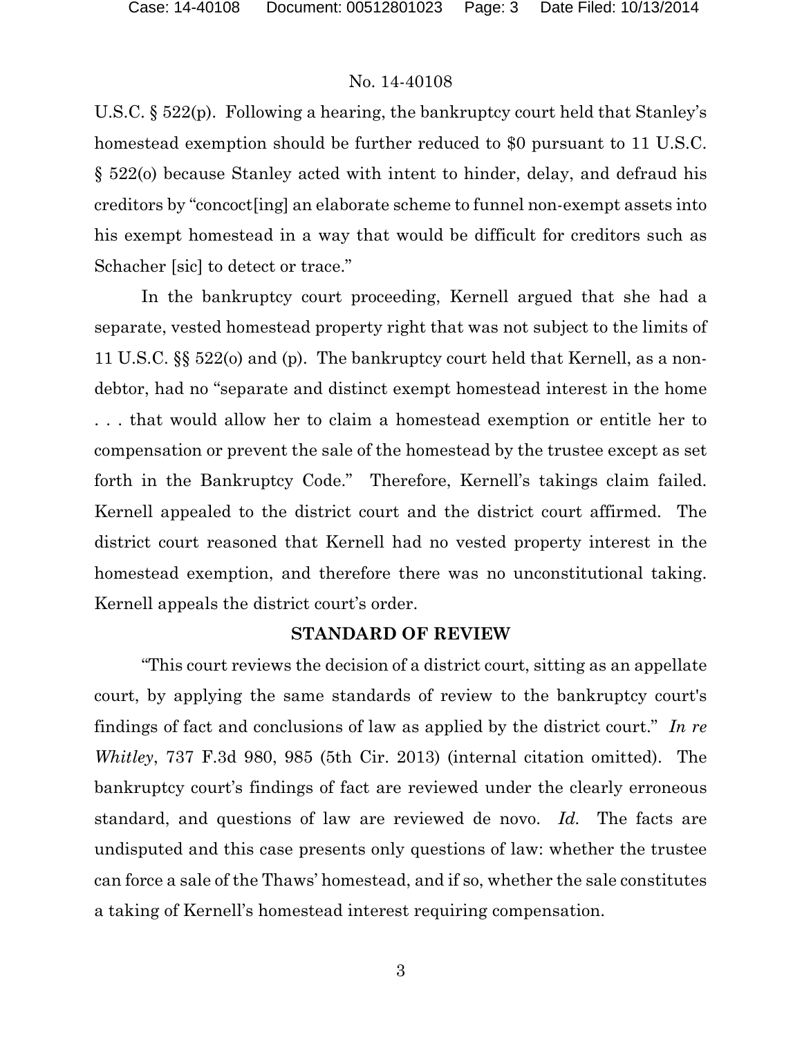U.S.C. § 522(p). Following a hearing, the bankruptcy court held that Stanley's homestead exemption should be further reduced to $0 pursuant to 11 U.S.C. § 522(o) because Stanley acted with intent to hinder, delay, and defraud his creditors by "concoct[ing] an elaborate scheme to funnel non-exempt assets into his exempt homestead in a way that would be difficult for creditors such as Schacher [sic] to detect or trace."

In the bankruptcy court proceeding, Kernell argued that she had a separate, vested homestead property right that was not subject to the limits of 11 U.S.C. §§ 522(o) and (p). The bankruptcy court held that Kernell, as a non-debtor, had no "separate and distinct exempt homestead interest in the home . . . that would allow her to claim a homestead exemption or entitle her to compensation or prevent the sale of the homestead by the trustee except as set forth in the Bankruptcy Code." Therefore, Kernell's takings claim failed. Kernell appealed to the district court and the district court affirmed. The district court reasoned that Kernell had no vested property interest in the homestead exemption, and therefore there was no unconstitutional taking. Kernell appeals the district court's order.

## STANDARD OF REVIEW

"This court reviews the decision of a district court, sitting as an appellate court, by applying the same standards of review to the bankruptcy court's findings of fact and conclusions of law as applied by the district court." *In re Whitley*, 737 F.3d 980, 985 (5th Cir. 2013) (internal citation omitted). The bankruptcy court's findings of fact are reviewed under the clearly erroneous standard, and questions of law are reviewed de novo. *Id.* The facts are undisputed and this case presents only questions of law: whether the trustee can force a sale of the Thaws' homestead, and if so, whether the sale constitutes a taking of Kernell's homestead interest requiring compensation.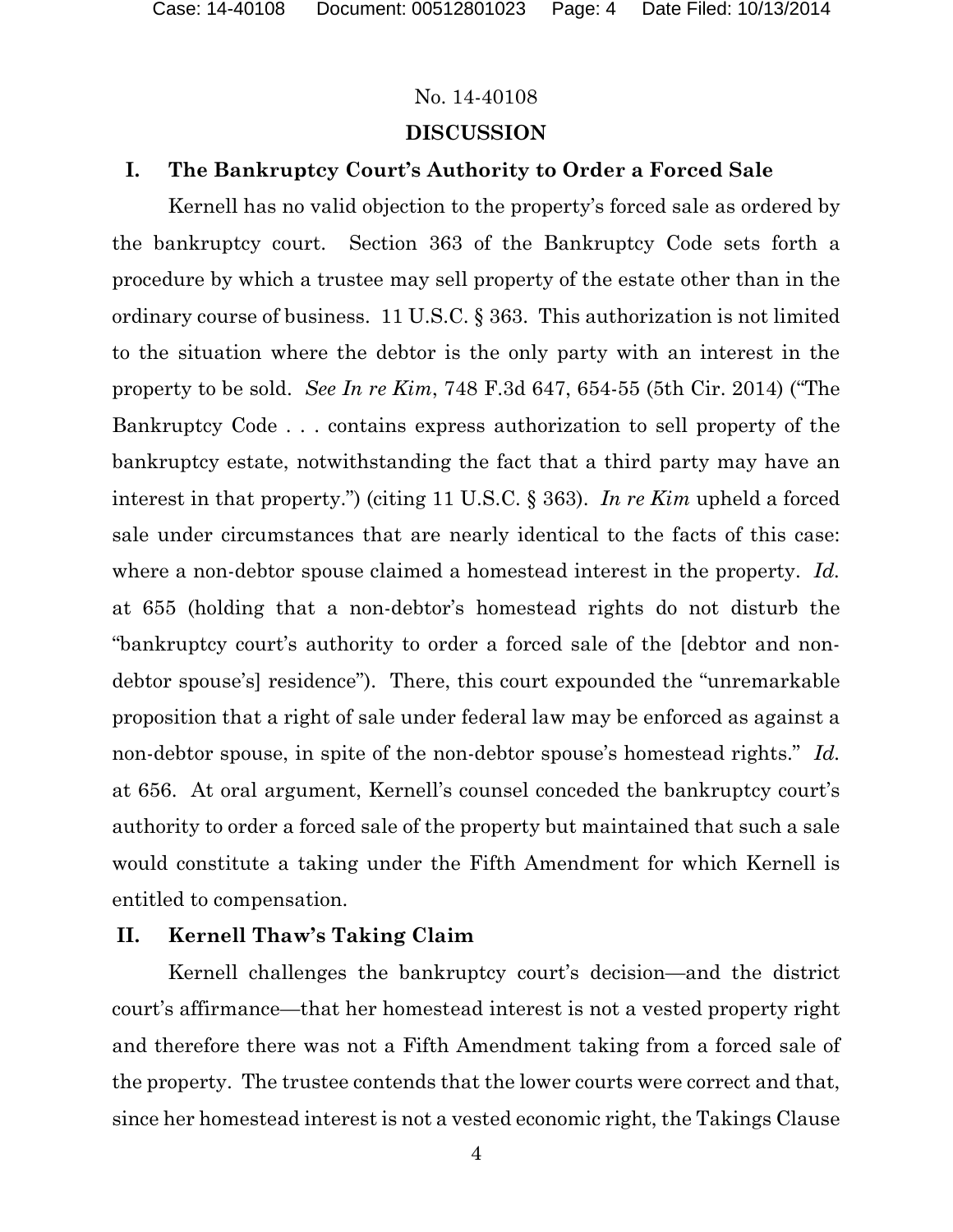No. 14-40108

## DISCUSSION

### I. The Bankruptcy Court's Authority to Order a Forced Sale

Kernell has no valid objection to the property's forced sale as ordered by the bankruptcy court. Section 363 of the Bankruptcy Code sets forth a procedure by which a trustee may sell property of the estate other than in the ordinary course of business. 11 U.S.C. § 363. This authorization is not limited to the situation where the debtor is the only party with an interest in the property to be sold. *See In re Kim*, 748 F.3d 647, 654-55 (5th Cir. 2014) ("The Bankruptcy Code . . . contains express authorization to sell property of the bankruptcy estate, notwithstanding the fact that a third party may have an interest in that property.") (citing 11 U.S.C. § 363). *In re Kim* upheld a forced sale under circumstances that are nearly identical to the facts of this case: where a non-debtor spouse claimed a homestead interest in the property. *Id.* at 655 (holding that a non-debtor's homestead rights do not disturb the "bankruptcy court's authority to order a forced sale of the [debtor and non-debtor spouse's] residence"). There, this court expounded the "unremarkable proposition that a right of sale under federal law may be enforced as against a non-debtor spouse, in spite of the non-debtor spouse's homestead rights." *Id.* at 656. At oral argument, Kernell's counsel conceded the bankruptcy court's authority to order a forced sale of the property but maintained that such a sale would constitute a taking under the Fifth Amendment for which Kernell is entitled to compensation.

### II. Kernell Thaw's Taking Claim

Kernell challenges the bankruptcy court's decision—and the district court's affirmance—that her homestead interest is not a vested property right and therefore there was not a Fifth Amendment taking from a forced sale of the property. The trustee contends that the lower courts were correct and that, since her homestead interest is not a vested economic right, the Takings Clause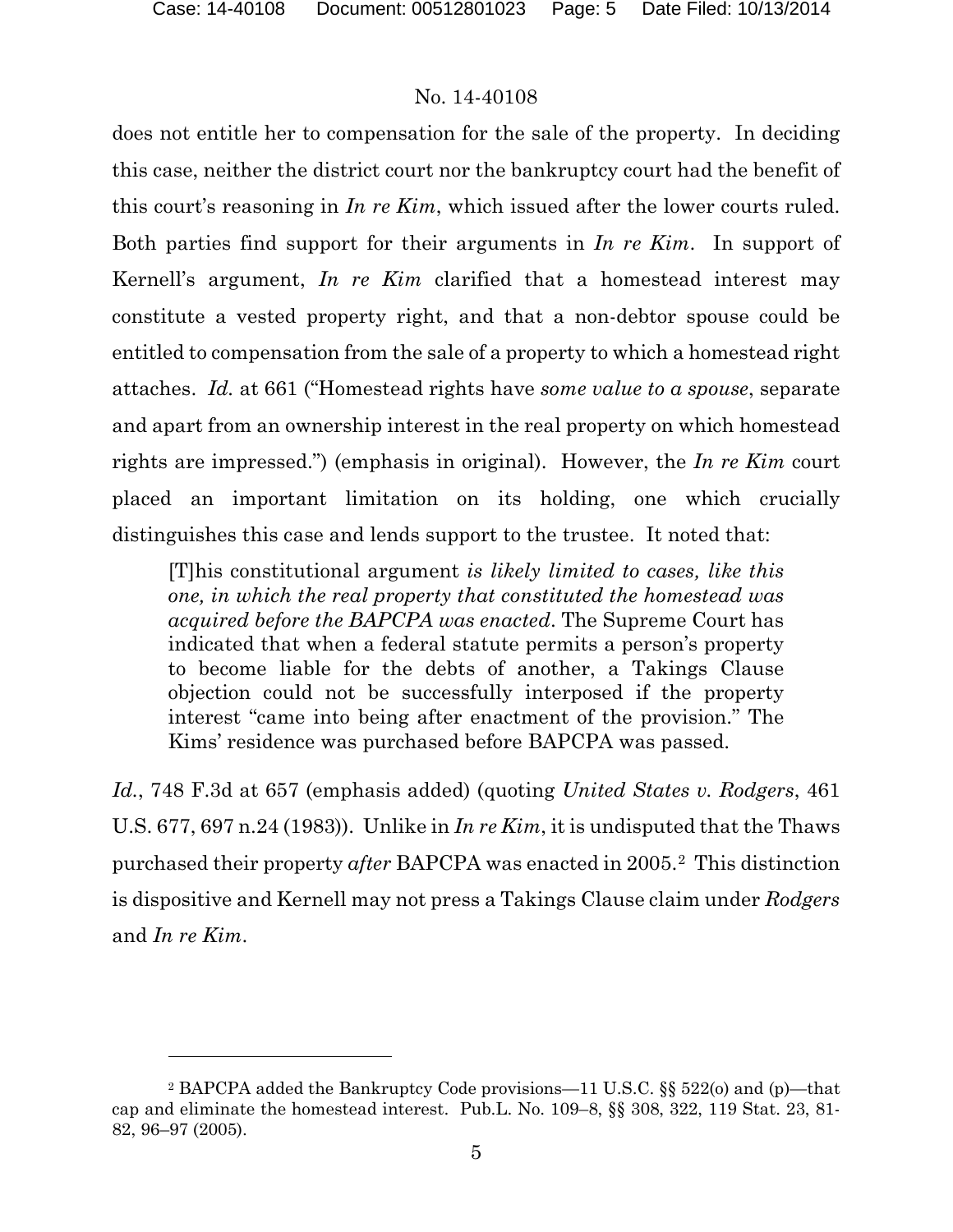does not entitle her to compensation for the sale of the property. In deciding this case, neither the district court nor the bankruptcy court had the benefit of this court's reasoning in *In re Kim*, which issued after the lower courts ruled. Both parties find support for their arguments in *In re Kim*. In support of Kernell's argument, *In re Kim* clarified that a homestead interest may constitute a vested property right, and that a non-debtor spouse could be entitled to compensation from the sale of a property to which a homestead right attaches. *Id.* at 661 ("Homestead rights have *some value to a spouse*, separate and apart from an ownership interest in the real property on which homestead rights are impressed.") (emphasis in original). However, the *In re Kim* court placed an important limitation on its holding, one which crucially distinguishes this case and lends support to the trustee. It noted that:

> [T]his constitutional argument *is likely limited to cases, like this one, in which the real property that constituted the homestead was acquired before the BAPCPA was enacted*. The Supreme Court has indicated that when a federal statute permits a person's property to become liable for the debts of another, a Takings Clause objection could not be successfully interposed if the property interest "came into being after enactment of the provision." The Kims' residence was purchased before BAPCPA was passed.

*Id.*, 748 F.3d at 657 (emphasis added) (quoting *United States v. Rodgers*, 461 U.S. 677, 697 n.24 (1983)). Unlike in *In re Kim*, it is undisputed that the Thaws purchased their property *after* BAPCPA was enacted in 2005.[2] This distinction is dispositive and Kernell may not press a Takings Clause claim under *Rodgers* and *In re Kim*.

---

[2] BAPCPA added the Bankruptcy Code provisions—11 U.S.C. §§ 522(o) and (p)—that cap and eliminate the homestead interest. Pub.L. No. 109–8, §§ 308, 322, 119 Stat. 23, 81-82, 96–97 (2005).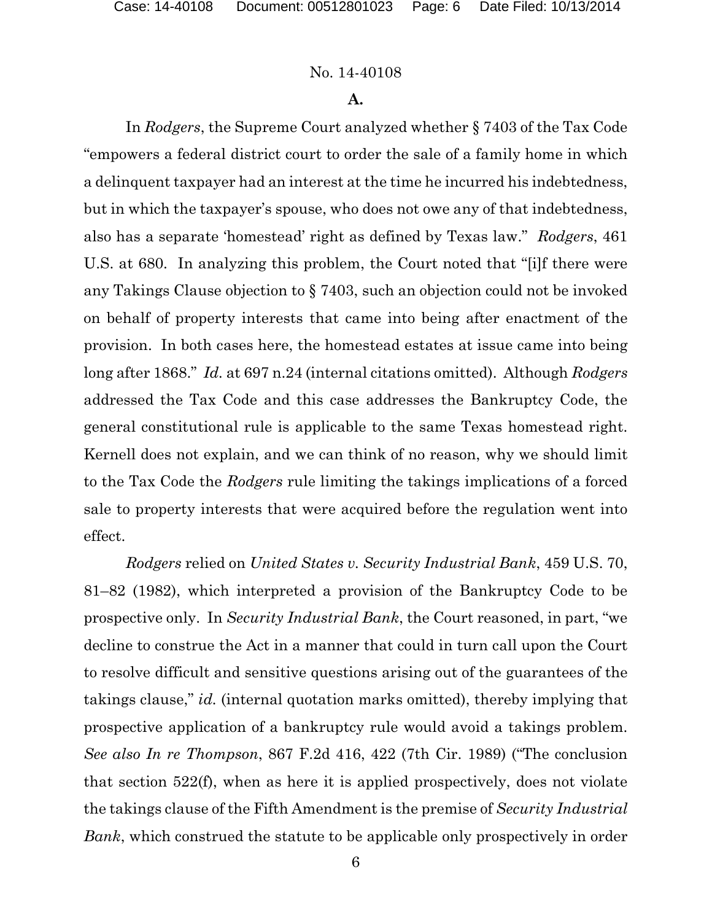No. 14-40108

**A.**

In *Rodgers*, the Supreme Court analyzed whether § 7403 of the Tax Code "empowers a federal district court to order the sale of a family home in which a delinquent taxpayer had an interest at the time he incurred his indebtedness, but in which the taxpayer's spouse, who does not owe any of that indebtedness, also has a separate 'homestead' right as defined by Texas law." *Rodgers*, 461 U.S. at 680. In analyzing this problem, the Court noted that "[i]f there were any Takings Clause objection to § 7403, such an objection could not be invoked on behalf of property interests that came into being after enactment of the provision. In both cases here, the homestead estates at issue came into being long after 1868." *Id.* at 697 n.24 (internal citations omitted). Although *Rodgers* addressed the Tax Code and this case addresses the Bankruptcy Code, the general constitutional rule is applicable to the same Texas homestead right. Kernell does not explain, and we can think of no reason, why we should limit to the Tax Code the *Rodgers* rule limiting the takings implications of a forced sale to property interests that were acquired before the regulation went into effect.

*Rodgers* relied on *United States v. Security Industrial Bank*, 459 U.S. 70, 81–82 (1982), which interpreted a provision of the Bankruptcy Code to be prospective only. In *Security Industrial Bank*, the Court reasoned, in part, "we decline to construe the Act in a manner that could in turn call upon the Court to resolve difficult and sensitive questions arising out of the guarantees of the takings clause," *id.* (internal quotation marks omitted), thereby implying that prospective application of a bankruptcy rule would avoid a takings problem. *See also In re Thompson*, 867 F.2d 416, 422 (7th Cir. 1989) ("The conclusion that section 522(f), when as here it is applied prospectively, does not violate the takings clause of the Fifth Amendment is the premise of *Security Industrial Bank*, which construed the statute to be applicable only prospectively in order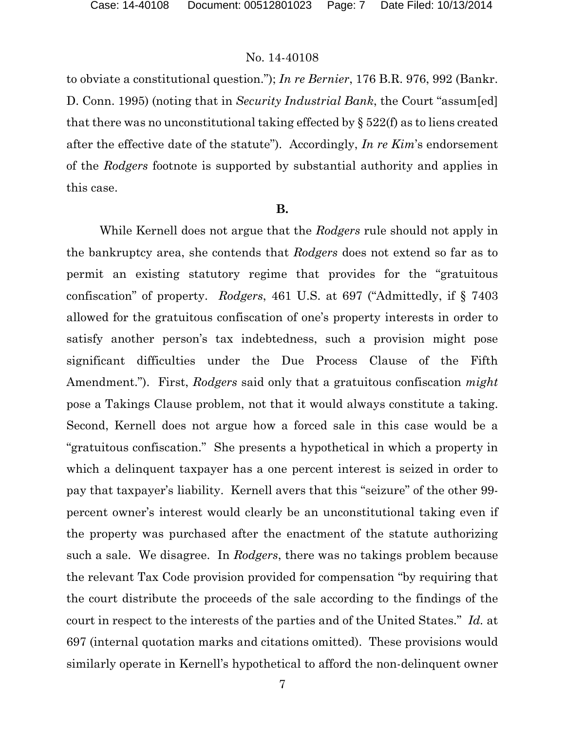to obviate a constitutional question."); *In re Bernier*, 176 B.R. 976, 992 (Bankr. D. Conn. 1995) (noting that in *Security Industrial Bank*, the Court "assum[ed] that there was no unconstitutional taking effected by § 522(f) as to liens created after the effective date of the statute"). Accordingly, *In re Kim*'s endorsement of the *Rodgers* footnote is supported by substantial authority and applies in this case.

**B.**

While Kernell does not argue that the *Rodgers* rule should not apply in the bankruptcy area, she contends that *Rodgers* does not extend so far as to permit an existing statutory regime that provides for the "gratuitous confiscation" of property. *Rodgers*, 461 U.S. at 697 ("Admittedly, if § 7403 allowed for the gratuitous confiscation of one's property interests in order to satisfy another person's tax indebtedness, such a provision might pose significant difficulties under the Due Process Clause of the Fifth Amendment."). First, *Rodgers* said only that a gratuitous confiscation *might* pose a Takings Clause problem, not that it would always constitute a taking. Second, Kernell does not argue how a forced sale in this case would be a "gratuitous confiscation." She presents a hypothetical in which a property in which a delinquent taxpayer has a one percent interest is seized in order to pay that taxpayer's liability. Kernell avers that this "seizure" of the other 99-percent owner's interest would clearly be an unconstitutional taking even if the property was purchased after the enactment of the statute authorizing such a sale. We disagree. In *Rodgers*, there was no takings problem because the relevant Tax Code provision provided for compensation "by requiring that the court distribute the proceeds of the sale according to the findings of the court in respect to the interests of the parties and of the United States." *Id.* at 697 (internal quotation marks and citations omitted). These provisions would similarly operate in Kernell's hypothetical to afford the non-delinquent owner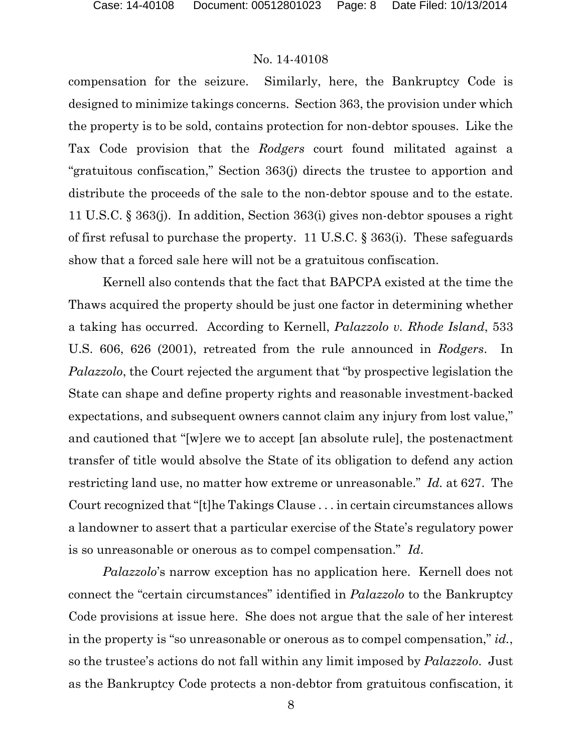compensation for the seizure. Similarly, here, the Bankruptcy Code is designed to minimize takings concerns. Section 363, the provision under which the property is to be sold, contains protection for non-debtor spouses. Like the Tax Code provision that the *Rodgers* court found militated against a "gratuitous confiscation," Section 363(j) directs the trustee to apportion and distribute the proceeds of the sale to the non-debtor spouse and to the estate. 11 U.S.C. § 363(j). In addition, Section 363(i) gives non-debtor spouses a right of first refusal to purchase the property. 11 U.S.C. § 363(i). These safeguards show that a forced sale here will not be a gratuitous confiscation.

Kernell also contends that the fact that BAPCPA existed at the time the Thaws acquired the property should be just one factor in determining whether a taking has occurred. According to Kernell, *Palazzolo v. Rhode Island*, 533 U.S. 606, 626 (2001), retreated from the rule announced in *Rodgers*. In *Palazzolo*, the Court rejected the argument that "by prospective legislation the State can shape and define property rights and reasonable investment-backed expectations, and subsequent owners cannot claim any injury from lost value," and cautioned that "[w]ere we to accept [an absolute rule], the postenactment transfer of title would absolve the State of its obligation to defend any action restricting land use, no matter how extreme or unreasonable." *Id.* at 627. The Court recognized that "[t]he Takings Clause . . . in certain circumstances allows a landowner to assert that a particular exercise of the State's regulatory power is so unreasonable or onerous as to compel compensation." *Id*.

*Palazzolo*'s narrow exception has no application here. Kernell does not connect the "certain circumstances" identified in *Palazzolo* to the Bankruptcy Code provisions at issue here. She does not argue that the sale of her interest in the property is "so unreasonable or onerous as to compel compensation," *id.*, so the trustee's actions do not fall within any limit imposed by *Palazzolo*. Just as the Bankruptcy Code protects a non-debtor from gratuitous confiscation, it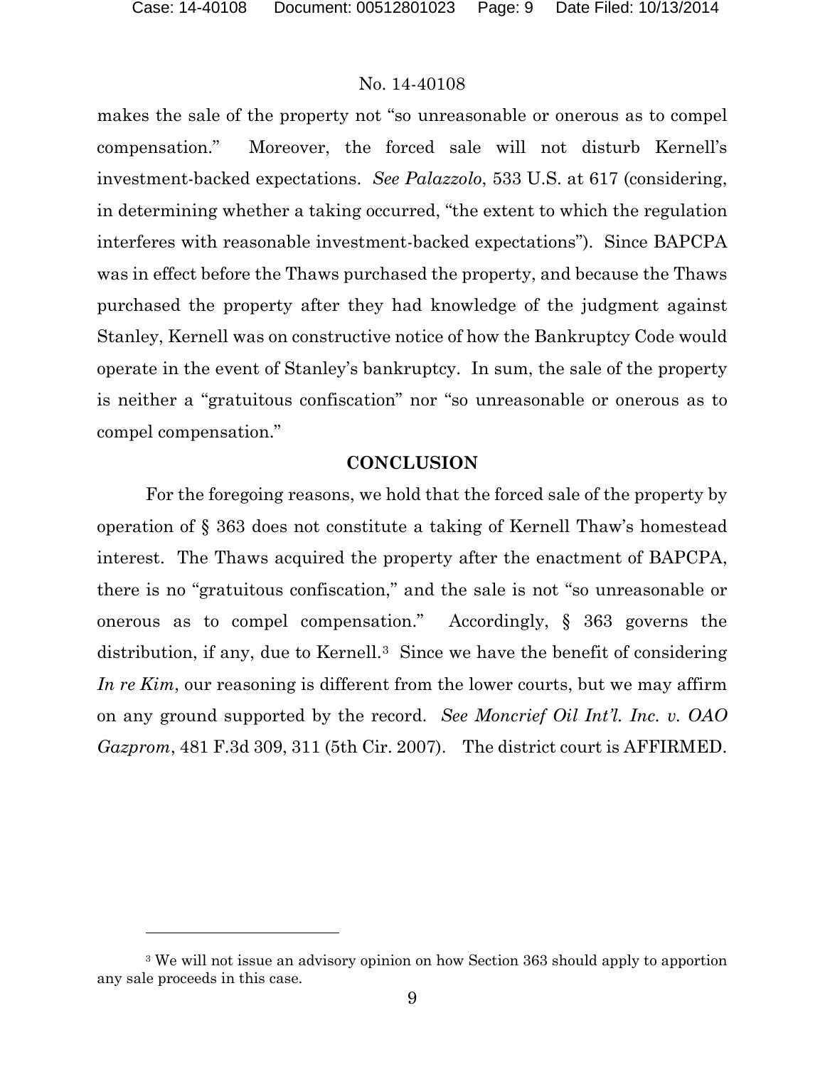makes the sale of the property not "so unreasonable or onerous as to compel compensation." Moreover, the forced sale will not disturb Kernell's investment-backed expectations. *See Palazzolo*, 533 U.S. at 617 (considering, in determining whether a taking occurred, "the extent to which the regulation interferes with reasonable investment-backed expectations"). Since BAPCPA was in effect before the Thaws purchased the property, and because the Thaws purchased the property after they had knowledge of the judgment against Stanley, Kernell was on constructive notice of how the Bankruptcy Code would operate in the event of Stanley's bankruptcy. In sum, the sale of the property is neither a "gratuitous confiscation" nor "so unreasonable or onerous as to compel compensation."

## CONCLUSION

For the foregoing reasons, we hold that the forced sale of the property by operation of § 363 does not constitute a taking of Kernell Thaw's homestead interest. The Thaws acquired the property after the enactment of BAPCPA, there is no "gratuitous confiscation," and the sale is not "so unreasonable or onerous as to compel compensation." Accordingly, § 363 governs the distribution, if any, due to Kernell.[3] Since we have the benefit of considering *In re Kim*, our reasoning is different from the lower courts, but we may affirm on any ground supported by the record. *See Moncrief Oil Int'l. Inc. v. OAO Gazprom*, 481 F.3d 309, 311 (5th Cir. 2007). The district court is AFFIRMED.

---

[3] We will not issue an advisory opinion on how Section 363 should apply to apportion any sale proceeds in this case.